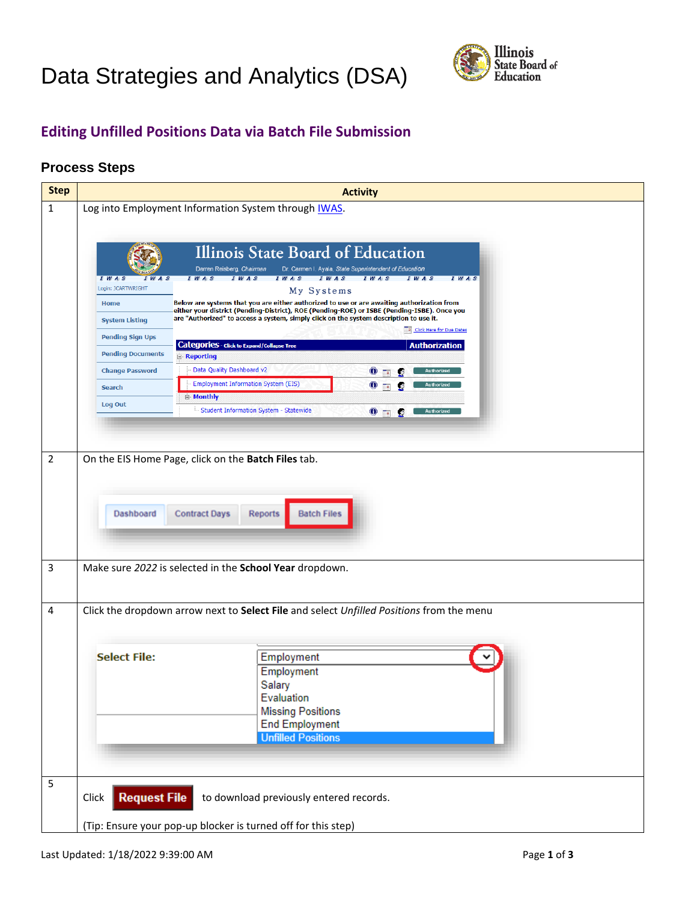# Data Strategies and Analytics (DSA)

## Editing Unfilled Positions Data via Batch File Submission

### Process Steps

| Step | Activity |
|---|---|
| 1 | Log into Employment Information System through IWAS. |
| 2 | On the EIS Home Page, click on the **Batch Files** tab. |
| 3 | Make sure *2022* is selected in the **School Year** dropdown. |
| 4 | Click the dropdown arrow next to **Select File** and select *Unfilled Positions* from the menu |
| 5 | Click **Request File** to download previously entered records.<br><br>(Tip: Ensure your pop-up blocker is turned off for this step) |

Last Updated: 1/18/2022 9:39:00 AM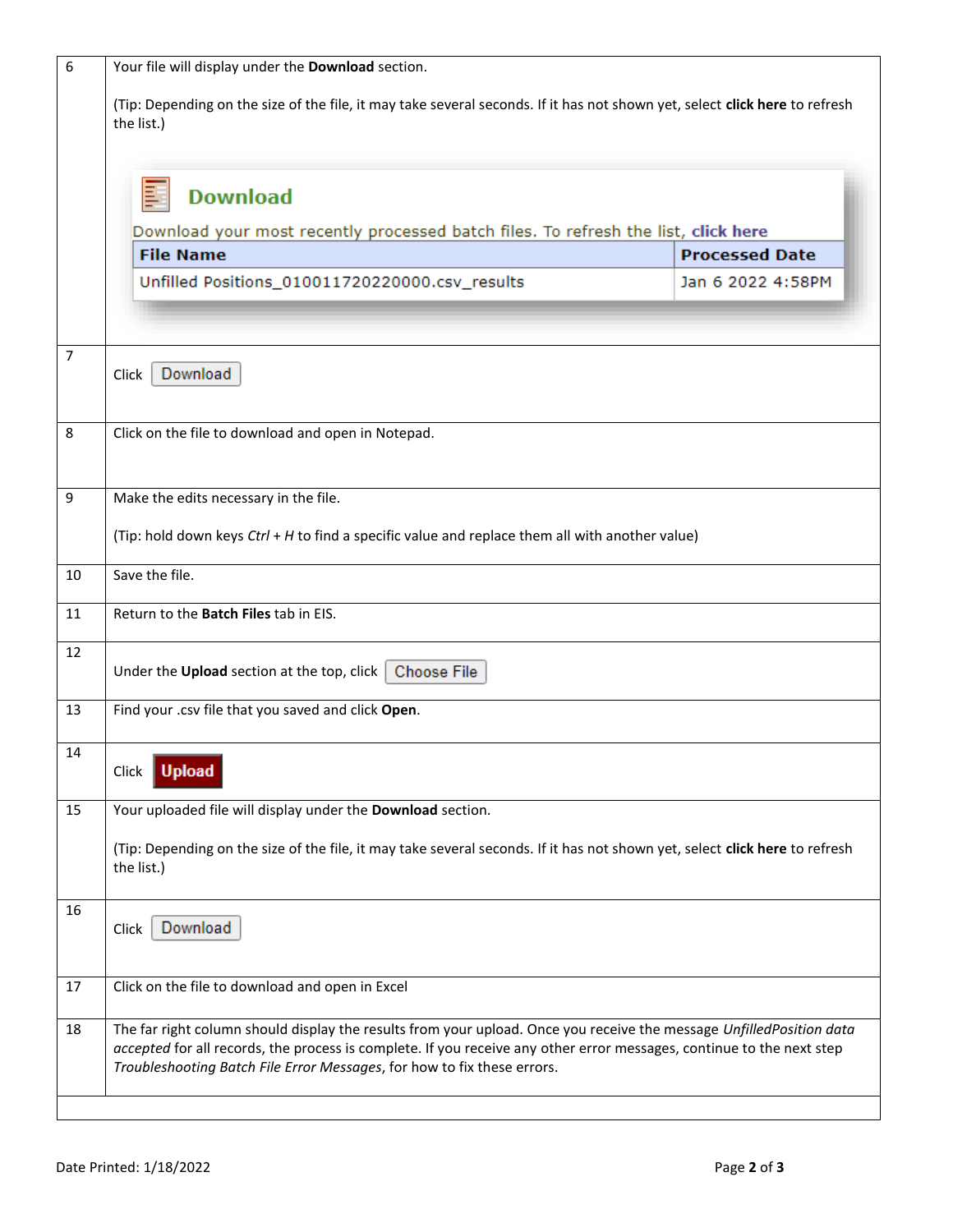| | |
|---|---|
| 6 | Your file will display under the **Download** section.<br><br>(Tip: Depending on the size of the file, it may take several seconds. If it has not shown yet, select **click here** to refresh the list.)<br><br>**Download**<br>Download your most recently processed batch files. To refresh the list, click here<br><br>File Name: Unfilled Positions_010011720220000.csv_results — Processed Date: Jan 6 2022 4:58PM |
| 7 | Click Download |
| 8 | Click on the file to download and open in Notepad. |
| 9 | Make the edits necessary in the file.<br><br>(Tip: hold down keys *Ctrl* + *H* to find a specific value and replace them all with another value) |
| 10 | Save the file. |
| 11 | Return to the **Batch Files** tab in EIS. |
| 12 | Under the **Upload** section at the top, click Choose File |
| 13 | Find your .csv file that you saved and click **Open**. |
| 14 | Click Upload |
| 15 | Your uploaded file will display under the **Download** section.<br><br>(Tip: Depending on the size of the file, it may take several seconds. If it has not shown yet, select **click here** to refresh the list.) |
| 16 | Click Download |
| 17 | Click on the file to download and open in Excel |
| 18 | The far right column should display the results from your upload. Once you receive the message *UnfilledPosition data accepted* for all records, the process is complete. If you receive any other error messages, continue to the next step *Troubleshooting Batch File Error Messages*, for how to fix these errors. |

Date Printed: 1/18/2022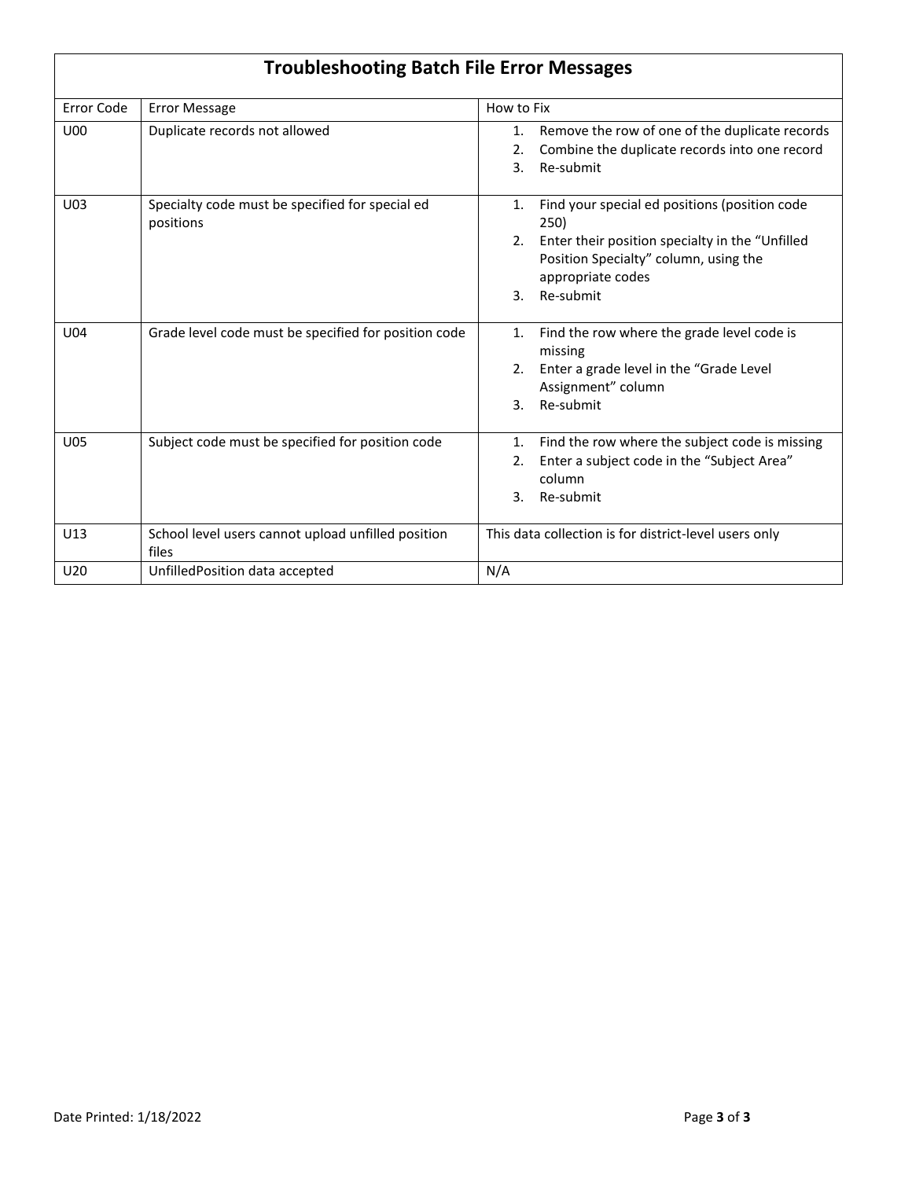# Troubleshooting Batch File Error Messages

| Error Code | Error Message | How to Fix |
|---|---|---|
| U00 | Duplicate records not allowed | 1. Remove the row of one of the duplicate records<br>2. Combine the duplicate records into one record<br>3. Re-submit |
| U03 | Specialty code must be specified for special ed positions | 1. Find your special ed positions (position code 250)<br>2. Enter their position specialty in the "Unfilled Position Specialty" column, using the appropriate codes<br>3. Re-submit |
| U04 | Grade level code must be specified for position code | 1. Find the row where the grade level code is missing<br>2. Enter a grade level in the "Grade Level Assignment" column<br>3. Re-submit |
| U05 | Subject code must be specified for position code | 1. Find the row where the subject code is missing<br>2. Enter a subject code in the "Subject Area" column<br>3. Re-submit |
| U13 | School level users cannot upload unfilled position files | This data collection is for district-level users only |
| U20 | UnfilledPosition data accepted | N/A |

Date Printed: 1/18/2022